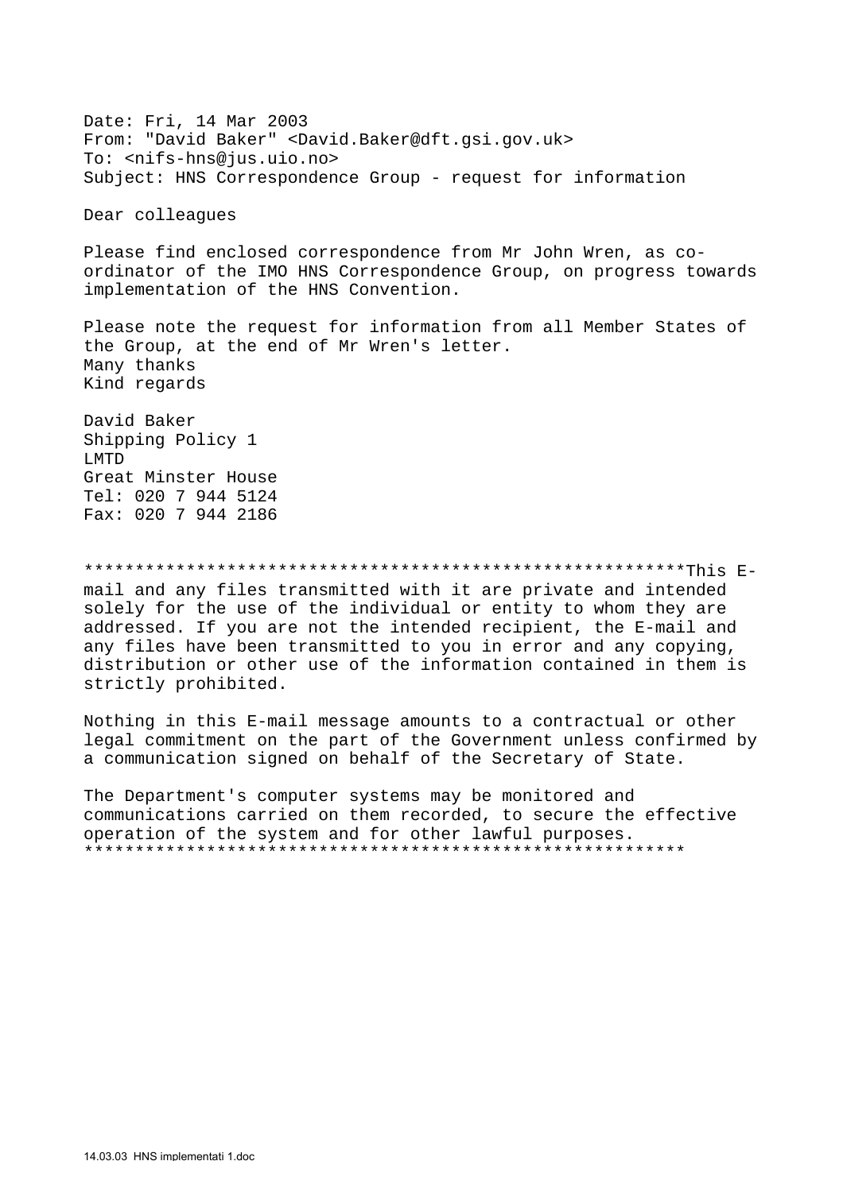Date: Fri, 14 Mar 2003
From: "David Baker" <David.Baker@dft.gsi.gov.uk>
To: <nifs-hns@jus.uio.no>
Subject: HNS Correspondence Group - request for information

Dear colleagues

Please find enclosed correspondence from Mr John Wren, as co-ordinator of the IMO HNS Correspondence Group, on progress towards implementation of the HNS Convention.

Please note the request for information from all Member States of the Group, at the end of Mr Wren's letter.
Many thanks
Kind regards

David Baker
Shipping Policy 1
LMTD
Great Minster House
Tel: 020 7 944 5124
Fax: 020 7 944 2186

**********************************************************This E-mail and any files transmitted with it are private and intended solely for the use of the individual or entity to whom they are addressed. If you are not the intended recipient, the E-mail and any files have been transmitted to you in error and any copying, distribution or other use of the information contained in them is strictly prohibited.

Nothing in this E-mail message amounts to a contractual or other legal commitment on the part of the Government unless confirmed by a communication signed on behalf of the Secretary of State.

The Department's computer systems may be monitored and communications carried on them recorded, to secure the effective operation of the system and for other lawful purposes.
**********************************************************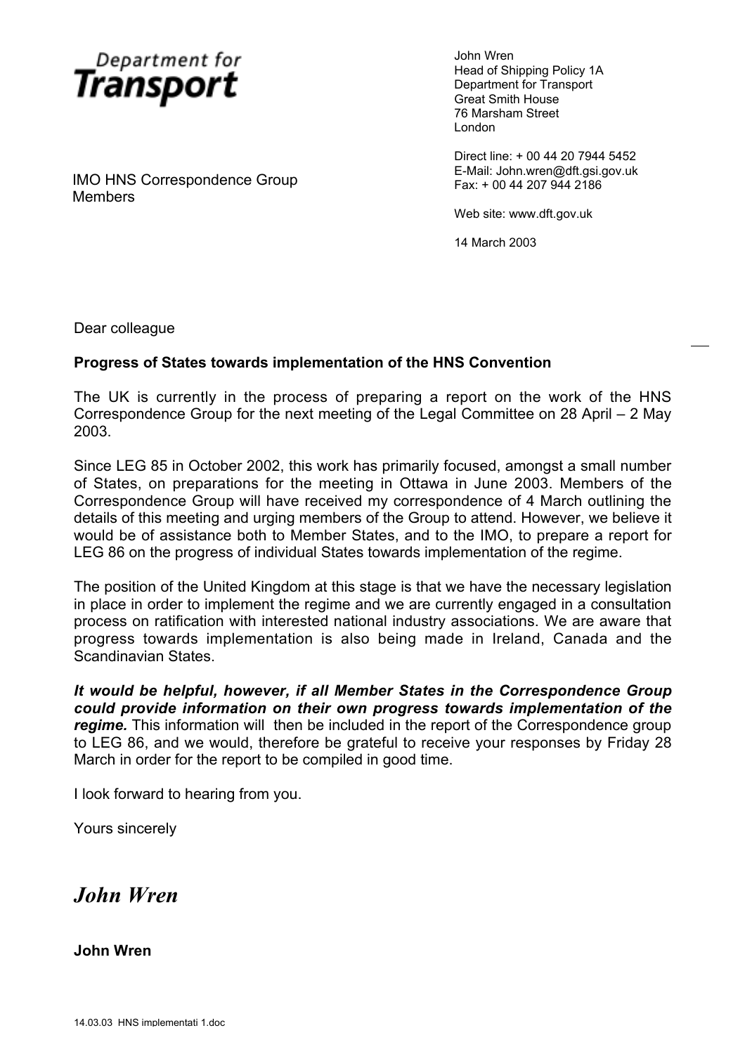**Department for Transport**

John Wren
Head of Shipping Policy 1A
Department for Transport
Great Smith House
76 Marsham Street
London

Direct line: + 00 44 20 7944 5452
E-Mail: John.wren@dft.gsi.gov.uk
Fax: + 00 44 207 944 2186

Web site: www.dft.gov.uk

14 March 2003

IMO HNS Correspondence Group Members

Dear colleague

**Progress of States towards implementation of the HNS Convention**

The UK is currently in the process of preparing a report on the work of the HNS Correspondence Group for the next meeting of the Legal Committee on 28 April – 2 May 2003.

Since LEG 85 in October 2002, this work has primarily focused, amongst a small number of States, on preparations for the meeting in Ottawa in June 2003. Members of the Correspondence Group will have received my correspondence of 4 March outlining the details of this meeting and urging members of the Group to attend. However, we believe it would be of assistance both to Member States, and to the IMO, to prepare a report for LEG 86 on the progress of individual States towards implementation of the regime.

The position of the United Kingdom at this stage is that we have the necessary legislation in place in order to implement the regime and we are currently engaged in a consultation process on ratification with interested national industry associations. We are aware that progress towards implementation is also being made in Ireland, Canada and the Scandinavian States.

***It would be helpful, however, if all Member States in the Correspondence Group could provide information on their own progress towards implementation of the regime.*** This information will then be included in the report of the Correspondence group to LEG 86, and we would, therefore be grateful to receive your responses by Friday 28 March in order for the report to be compiled in good time.

I look forward to hearing from you.

Yours sincerely

*John Wren*

**John Wren**

14.03.03 HNS implementati 1.doc